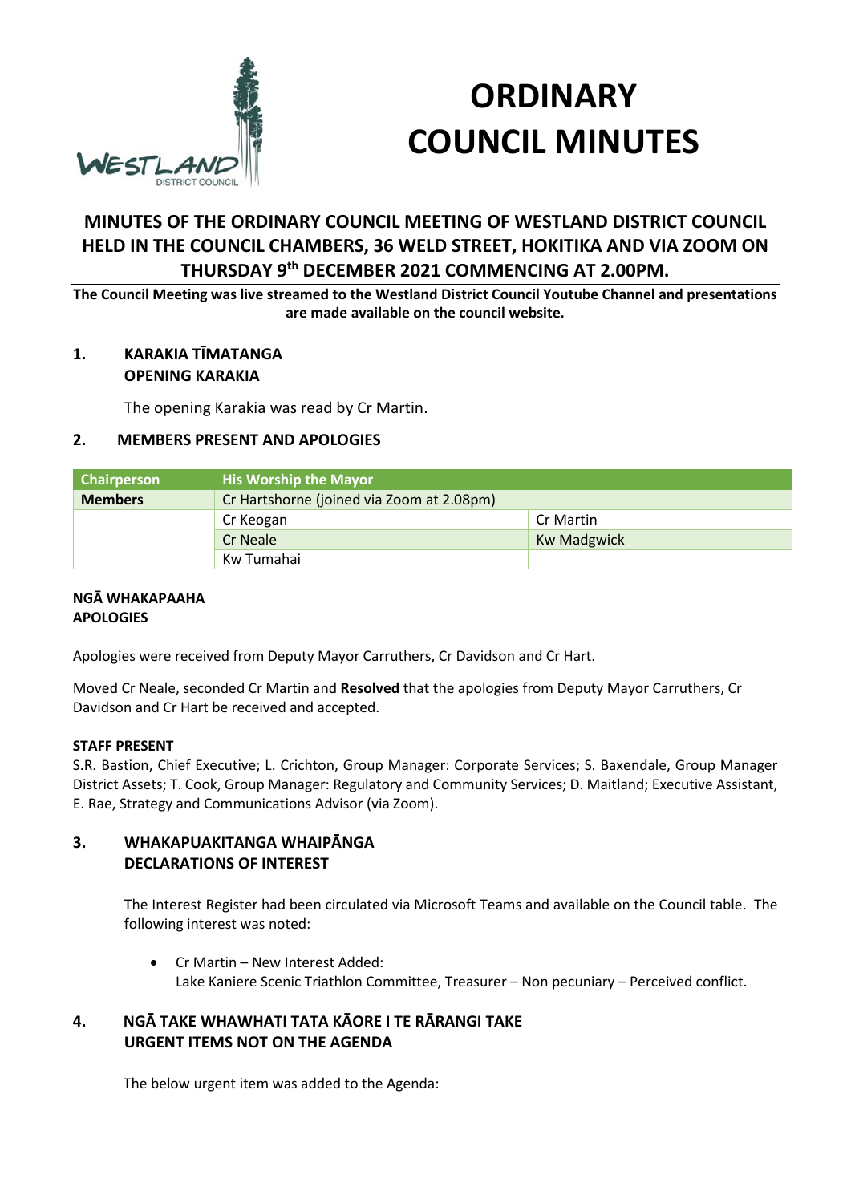# ORDINARY COUNCIL MINUTES

## MINUTES OF THE ORDINARY COUNCIL MEETING OF WESTLAND DISTRICT COUNCIL HELD IN THE COUNCIL CHAMBERS, 36 WELD STREET, HOKITIKA AND VIA ZOOM ON THURSDAY 9th DECEMBER 2021 COMMENCING AT 2.00PM.

**The Council Meeting was live streamed to the Westland District Council Youtube Channel and presentations are made available on the council website.**

### 1. KARAKIA TĪMATANGA OPENING KARAKIA

The opening Karakia was read by Cr Martin.

### 2. MEMBERS PRESENT AND APOLOGIES

| Chairperson | His Worship the Mayor | |
|---|---|---|
| **Members** | Cr Hartshorne (joined via Zoom at 2.08pm) | |
| | Cr Keogan | Cr Martin |
| | Cr Neale | Kw Madgwick |
| | Kw Tumahai | |

**NGĀ WHAKAPAAHA**
**APOLOGIES**

Apologies were received from Deputy Mayor Carruthers, Cr Davidson and Cr Hart.

Moved Cr Neale, seconded Cr Martin and **Resolved** that the apologies from Deputy Mayor Carruthers, Cr Davidson and Cr Hart be received and accepted.

**STAFF PRESENT**

S.R. Bastion, Chief Executive; L. Crichton, Group Manager: Corporate Services; S. Baxendale, Group Manager District Assets; T. Cook, Group Manager: Regulatory and Community Services; D. Maitland; Executive Assistant, E. Rae, Strategy and Communications Advisor (via Zoom).

### 3. WHAKAPUAKITANGA WHAIPĀNGA DECLARATIONS OF INTEREST

The Interest Register had been circulated via Microsoft Teams and available on the Council table. The following interest was noted:

- Cr Martin – New Interest Added:
  Lake Kaniere Scenic Triathlon Committee, Treasurer – Non pecuniary – Perceived conflict.

### 4. NGĀ TAKE WHAWHATI TATA KĀORE I TE RĀRANGI TAKE URGENT ITEMS NOT ON THE AGENDA

The below urgent item was added to the Agenda: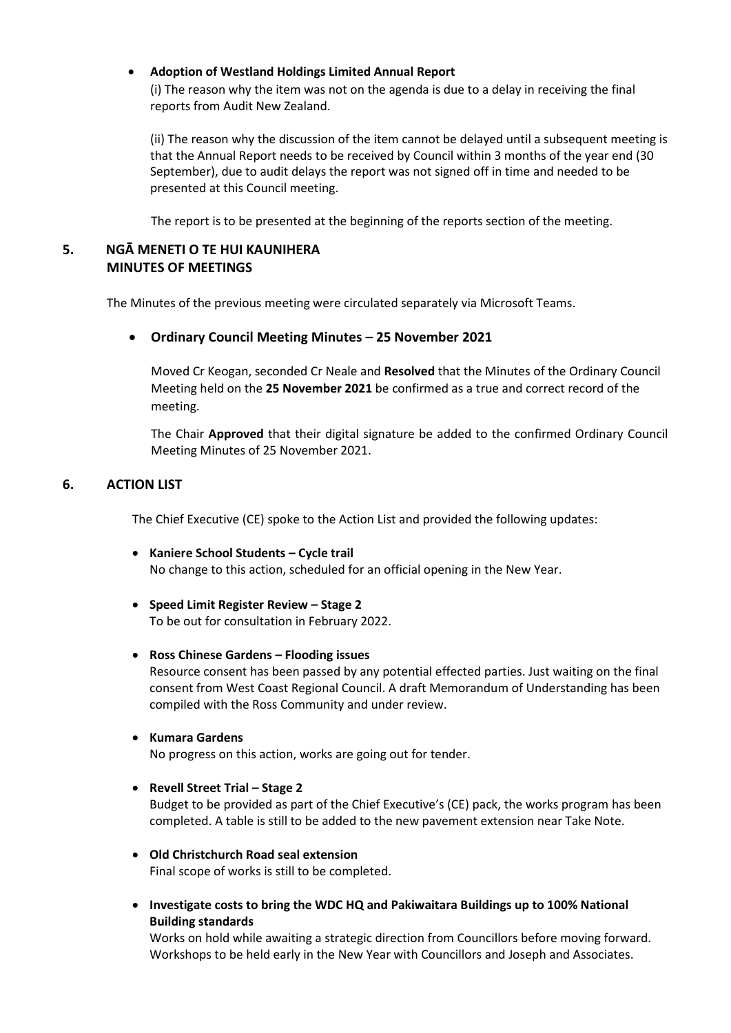- **Adoption of Westland Holdings Limited Annual Report**

  (i) The reason why the item was not on the agenda is due to a delay in receiving the final reports from Audit New Zealand.

  (ii) The reason why the discussion of the item cannot be delayed until a subsequent meeting is that the Annual Report needs to be received by Council within 3 months of the year end (30 September), due to audit delays the report was not signed off in time and needed to be presented at this Council meeting.

  The report is to be presented at the beginning of the reports section of the meeting.

## 5. NGĀ MENETI O TE HUI KAUNIHERA MINUTES OF MEETINGS

The Minutes of the previous meeting were circulated separately via Microsoft Teams.

- **Ordinary Council Meeting Minutes – 25 November 2021**

  Moved Cr Keogan, seconded Cr Neale and **Resolved** that the Minutes of the Ordinary Council Meeting held on the **25 November 2021** be confirmed as a true and correct record of the meeting.

  The Chair **Approved** that their digital signature be added to the confirmed Ordinary Council Meeting Minutes of 25 November 2021.

## 6. ACTION LIST

The Chief Executive (CE) spoke to the Action List and provided the following updates:

- **Kaniere School Students – Cycle trail**
  No change to this action, scheduled for an official opening in the New Year.

- **Speed Limit Register Review – Stage 2**
  To be out for consultation in February 2022.

- **Ross Chinese Gardens – Flooding issues**
  Resource consent has been passed by any potential effected parties. Just waiting on the final consent from West Coast Regional Council. A draft Memorandum of Understanding has been compiled with the Ross Community and under review.

- **Kumara Gardens**
  No progress on this action, works are going out for tender.

- **Revell Street Trial – Stage 2**
  Budget to be provided as part of the Chief Executive's (CE) pack, the works program has been completed. A table is still to be added to the new pavement extension near Take Note.

- **Old Christchurch Road seal extension**
  Final scope of works is still to be completed.

- **Investigate costs to bring the WDC HQ and Pakiwaitara Buildings up to 100% National Building standards**
  Works on hold while awaiting a strategic direction from Councillors before moving forward. Workshops to be held early in the New Year with Councillors and Joseph and Associates.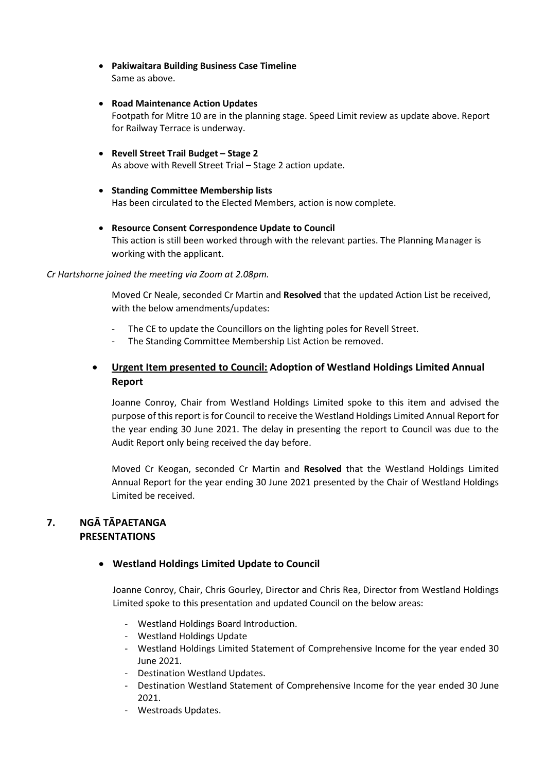- **Pakiwaitara Building Business Case Timeline**
  Same as above.

- **Road Maintenance Action Updates**
  Footpath for Mitre 10 are in the planning stage. Speed Limit review as update above. Report for Railway Terrace is underway.

- **Revell Street Trail Budget – Stage 2**
  As above with Revell Street Trial – Stage 2 action update.

- **Standing Committee Membership lists**
  Has been circulated to the Elected Members, action is now complete.

- **Resource Consent Correspondence Update to Council**
  This action is still been worked through with the relevant parties. The Planning Manager is working with the applicant.

*Cr Hartshorne joined the meeting via Zoom at 2.08pm.*

Moved Cr Neale, seconded Cr Martin and **Resolved** that the updated Action List be received, with the below amendments/updates:

- The CE to update the Councillors on the lighting poles for Revell Street.
- The Standing Committee Membership List Action be removed.

- **Urgent Item presented to Council: Adoption of Westland Holdings Limited Annual Report**

Joanne Conroy, Chair from Westland Holdings Limited spoke to this item and advised the purpose of this report is for Council to receive the Westland Holdings Limited Annual Report for the year ending 30 June 2021. The delay in presenting the report to Council was due to the Audit Report only being received the day before.

Moved Cr Keogan, seconded Cr Martin and **Resolved** that the Westland Holdings Limited Annual Report for the year ending 30 June 2021 presented by the Chair of Westland Holdings Limited be received.

## 7. NGĀ TĀPAETANGA PRESENTATIONS

- **Westland Holdings Limited Update to Council**

Joanne Conroy, Chair, Chris Gourley, Director and Chris Rea, Director from Westland Holdings Limited spoke to this presentation and updated Council on the below areas:

- Westland Holdings Board Introduction.
- Westland Holdings Update
- Westland Holdings Limited Statement of Comprehensive Income for the year ended 30 June 2021.
- Destination Westland Updates.
- Destination Westland Statement of Comprehensive Income for the year ended 30 June 2021.
- Westroads Updates.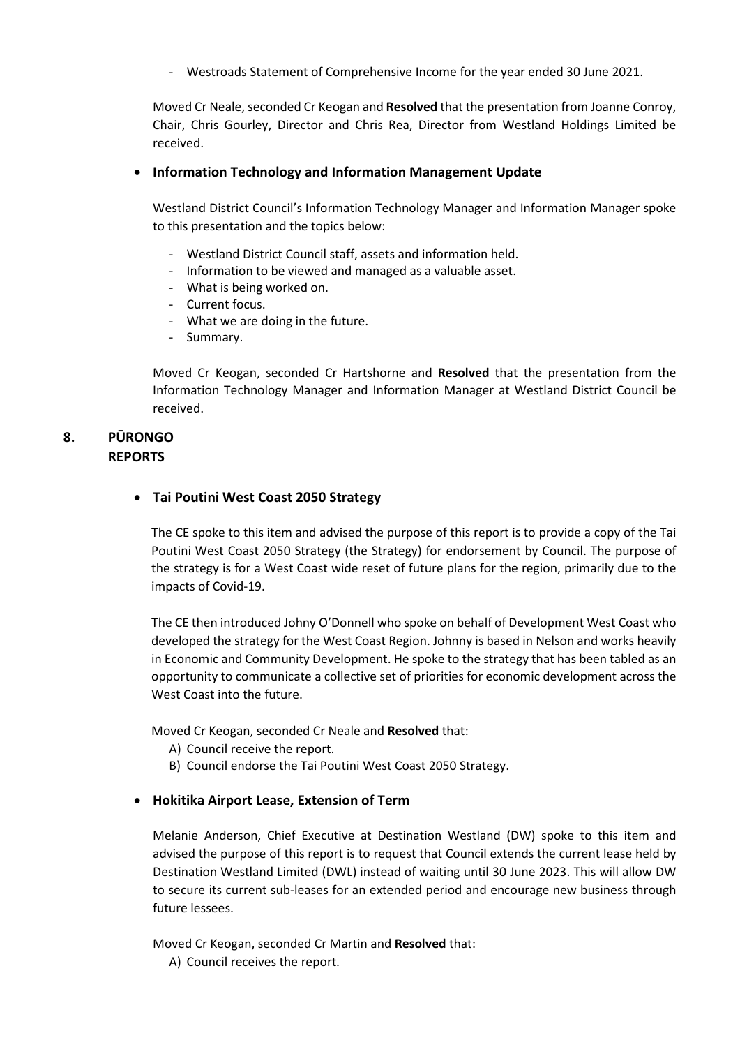- Westroads Statement of Comprehensive Income for the year ended 30 June 2021.

Moved Cr Neale, seconded Cr Keogan and **Resolved** that the presentation from Joanne Conroy, Chair, Chris Gourley, Director and Chris Rea, Director from Westland Holdings Limited be received.

- **Information Technology and Information Management Update**

Westland District Council's Information Technology Manager and Information Manager spoke to this presentation and the topics below:

- Westland District Council staff, assets and information held.
- Information to be viewed and managed as a valuable asset.
- What is being worked on.
- Current focus.
- What we are doing in the future.
- Summary.

Moved Cr Keogan, seconded Cr Hartshorne and **Resolved** that the presentation from the Information Technology Manager and Information Manager at Westland District Council be received.

## 8. PŪRONGO REPORTS

- **Tai Poutini West Coast 2050 Strategy**

The CE spoke to this item and advised the purpose of this report is to provide a copy of the Tai Poutini West Coast 2050 Strategy (the Strategy) for endorsement by Council. The purpose of the strategy is for a West Coast wide reset of future plans for the region, primarily due to the impacts of Covid-19.

The CE then introduced Johny O'Donnell who spoke on behalf of Development West Coast who developed the strategy for the West Coast Region. Johnny is based in Nelson and works heavily in Economic and Community Development. He spoke to the strategy that has been tabled as an opportunity to communicate a collective set of priorities for economic development across the West Coast into the future.

Moved Cr Keogan, seconded Cr Neale and **Resolved** that:

A) Council receive the report.
B) Council endorse the Tai Poutini West Coast 2050 Strategy.

- **Hokitika Airport Lease, Extension of Term**

Melanie Anderson, Chief Executive at Destination Westland (DW) spoke to this item and advised the purpose of this report is to request that Council extends the current lease held by Destination Westland Limited (DWL) instead of waiting until 30 June 2023. This will allow DW to secure its current sub-leases for an extended period and encourage new business through future lessees.

Moved Cr Keogan, seconded Cr Martin and **Resolved** that:

A) Council receives the report.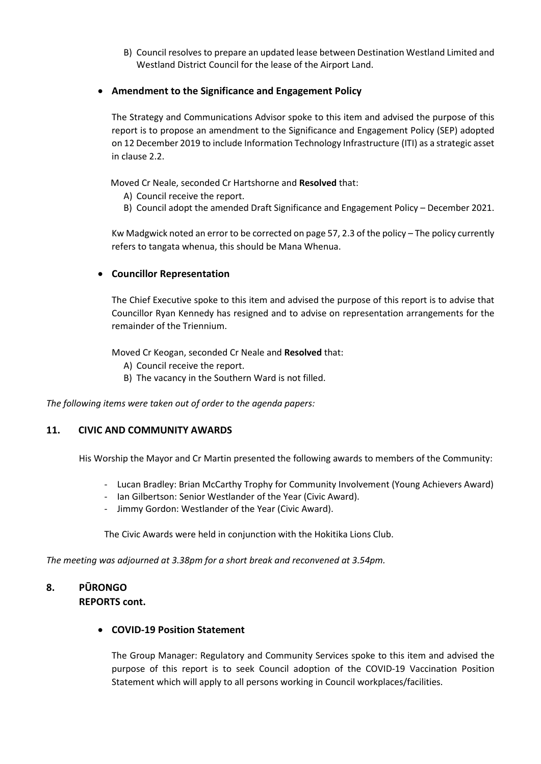B) Council resolves to prepare an updated lease between Destination Westland Limited and Westland District Council for the lease of the Airport Land.

- **Amendment to the Significance and Engagement Policy**

The Strategy and Communications Advisor spoke to this item and advised the purpose of this report is to propose an amendment to the Significance and Engagement Policy (SEP) adopted on 12 December 2019 to include Information Technology Infrastructure (ITI) as a strategic asset in clause 2.2.

Moved Cr Neale, seconded Cr Hartshorne and **Resolved** that:

A) Council receive the report.
B) Council adopt the amended Draft Significance and Engagement Policy – December 2021.

Kw Madgwick noted an error to be corrected on page 57, 2.3 of the policy – The policy currently refers to tangata whenua, this should be Mana Whenua.

- **Councillor Representation**

The Chief Executive spoke to this item and advised the purpose of this report is to advise that Councillor Ryan Kennedy has resigned and to advise on representation arrangements for the remainder of the Triennium.

Moved Cr Keogan, seconded Cr Neale and **Resolved** that:

A) Council receive the report.
B) The vacancy in the Southern Ward is not filled.

*The following items were taken out of order to the agenda papers:*

## 11. CIVIC AND COMMUNITY AWARDS

His Worship the Mayor and Cr Martin presented the following awards to members of the Community:

- Lucan Bradley: Brian McCarthy Trophy for Community Involvement (Young Achievers Award)
- Ian Gilbertson: Senior Westlander of the Year (Civic Award).
- Jimmy Gordon: Westlander of the Year (Civic Award).

The Civic Awards were held in conjunction with the Hokitika Lions Club.

*The meeting was adjourned at 3.38pm for a short break and reconvened at 3.54pm.*

## 8. PŪRONGO
## REPORTS cont.

- **COVID-19 Position Statement**

The Group Manager: Regulatory and Community Services spoke to this item and advised the purpose of this report is to seek Council adoption of the COVID-19 Vaccination Position Statement which will apply to all persons working in Council workplaces/facilities.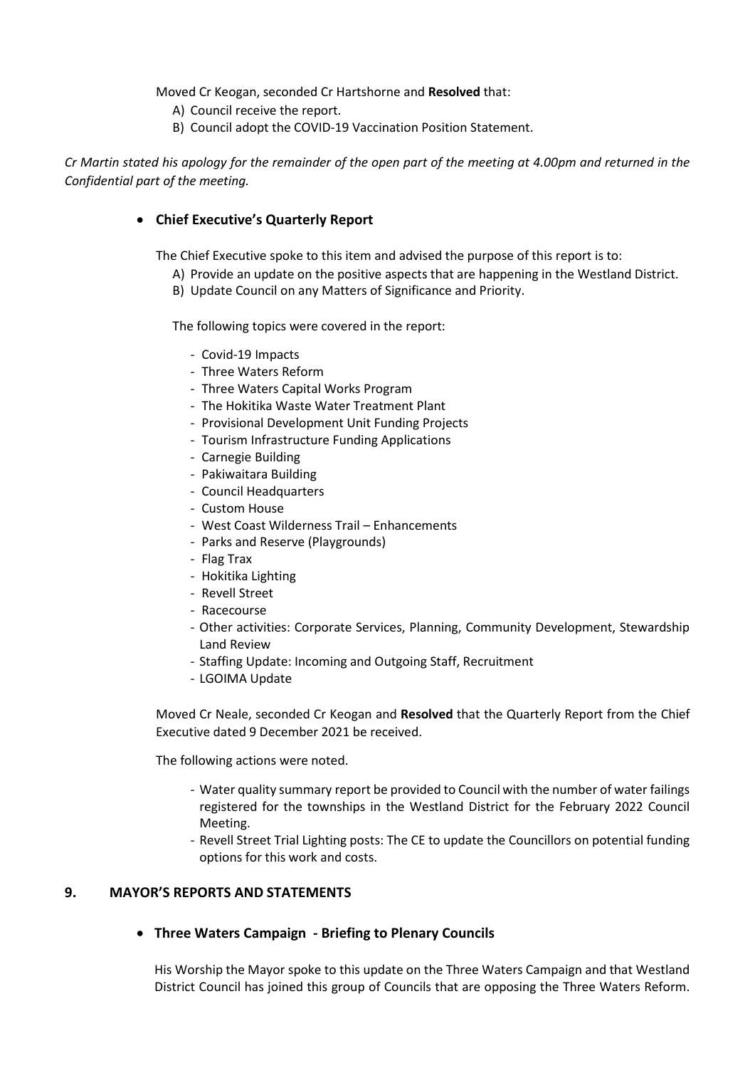Moved Cr Keogan, seconded Cr Hartshorne and **Resolved** that:

A) Council receive the report.
B) Council adopt the COVID-19 Vaccination Position Statement.

*Cr Martin stated his apology for the remainder of the open part of the meeting at 4.00pm and returned in the Confidential part of the meeting.*

- **Chief Executive's Quarterly Report**

The Chief Executive spoke to this item and advised the purpose of this report is to:

A) Provide an update on the positive aspects that are happening in the Westland District.
B) Update Council on any Matters of Significance and Priority.

The following topics were covered in the report:

- Covid-19 Impacts
- Three Waters Reform
- Three Waters Capital Works Program
- The Hokitika Waste Water Treatment Plant
- Provisional Development Unit Funding Projects
- Tourism Infrastructure Funding Applications
- Carnegie Building
- Pakiwaitara Building
- Council Headquarters
- Custom House
- West Coast Wilderness Trail – Enhancements
- Parks and Reserve (Playgrounds)
- Flag Trax
- Hokitika Lighting
- Revell Street
- Racecourse
- Other activities: Corporate Services, Planning, Community Development, Stewardship Land Review
- Staffing Update: Incoming and Outgoing Staff, Recruitment
- LGOIMA Update

Moved Cr Neale, seconded Cr Keogan and **Resolved** that the Quarterly Report from the Chief Executive dated 9 December 2021 be received.

The following actions were noted.

- Water quality summary report be provided to Council with the number of water failings registered for the townships in the Westland District for the February 2022 Council Meeting.
- Revell Street Trial Lighting posts: The CE to update the Councillors on potential funding options for this work and costs.

## 9. MAYOR'S REPORTS AND STATEMENTS

- **Three Waters Campaign - Briefing to Plenary Councils**

His Worship the Mayor spoke to this update on the Three Waters Campaign and that Westland District Council has joined this group of Councils that are opposing the Three Waters Reform.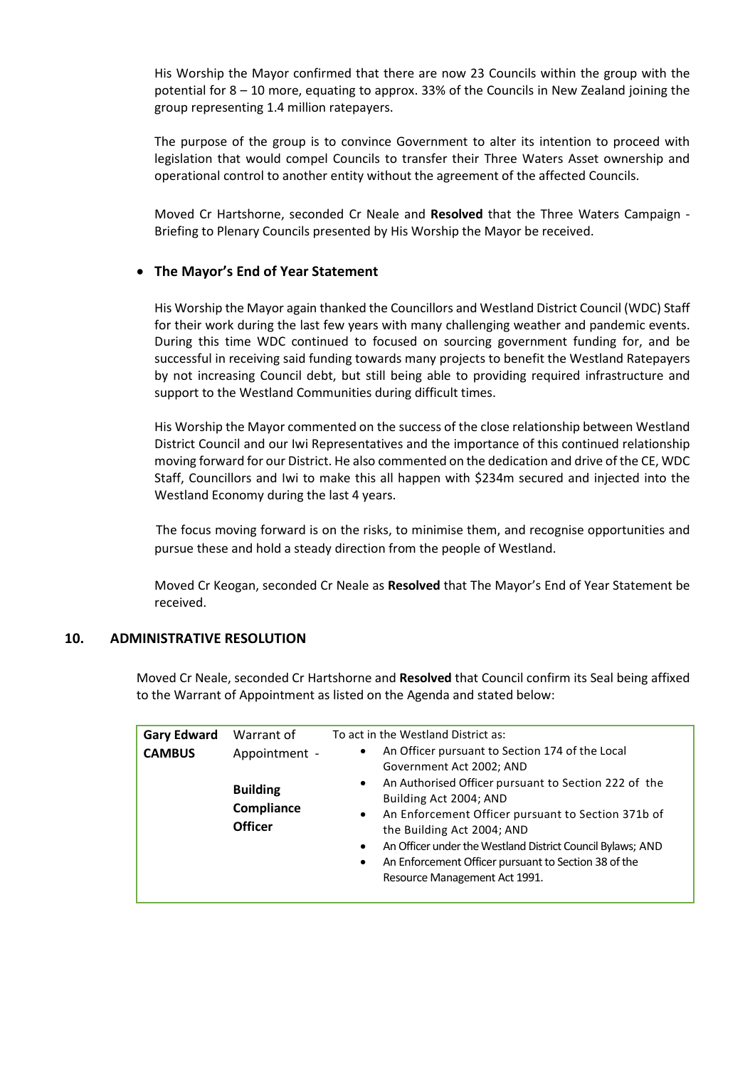His Worship the Mayor confirmed that there are now 23 Councils within the group with the potential for 8 – 10 more, equating to approx. 33% of the Councils in New Zealand joining the group representing 1.4 million ratepayers.

The purpose of the group is to convince Government to alter its intention to proceed with legislation that would compel Councils to transfer their Three Waters Asset ownership and operational control to another entity without the agreement of the affected Councils.

Moved Cr Hartshorne, seconded Cr Neale and **Resolved** that the Three Waters Campaign - Briefing to Plenary Councils presented by His Worship the Mayor be received.

- **The Mayor's End of Year Statement**

His Worship the Mayor again thanked the Councillors and Westland District Council (WDC) Staff for their work during the last few years with many challenging weather and pandemic events. During this time WDC continued to focused on sourcing government funding for, and be successful in receiving said funding towards many projects to benefit the Westland Ratepayers by not increasing Council debt, but still being able to providing required infrastructure and support to the Westland Communities during difficult times.

His Worship the Mayor commented on the success of the close relationship between Westland District Council and our Iwi Representatives and the importance of this continued relationship moving forward for our District. He also commented on the dedication and drive of the CE, WDC Staff, Councillors and Iwi to make this all happen with $234m secured and injected into the Westland Economy during the last 4 years.

The focus moving forward is on the risks, to minimise them, and recognise opportunities and pursue these and hold a steady direction from the people of Westland.

Moved Cr Keogan, seconded Cr Neale as **Resolved** that The Mayor's End of Year Statement be received.

## 10. ADMINISTRATIVE RESOLUTION

Moved Cr Neale, seconded Cr Hartshorne and **Resolved** that Council confirm its Seal being affixed to the Warrant of Appointment as listed on the Agenda and stated below:

| | | |
|---|---|---|
| **Gary Edward CAMBUS** | Warrant of Appointment - **Building Compliance Officer** | To act in the Westland District as:<br>• An Officer pursuant to Section 174 of the Local Government Act 2002; AND<br>• An Authorised Officer pursuant to Section 222 of the Building Act 2004; AND<br>• An Enforcement Officer pursuant to Section 371b of the Building Act 2004; AND<br>• An Officer under the Westland District Council Bylaws; AND<br>• An Enforcement Officer pursuant to Section 38 of the Resource Management Act 1991. |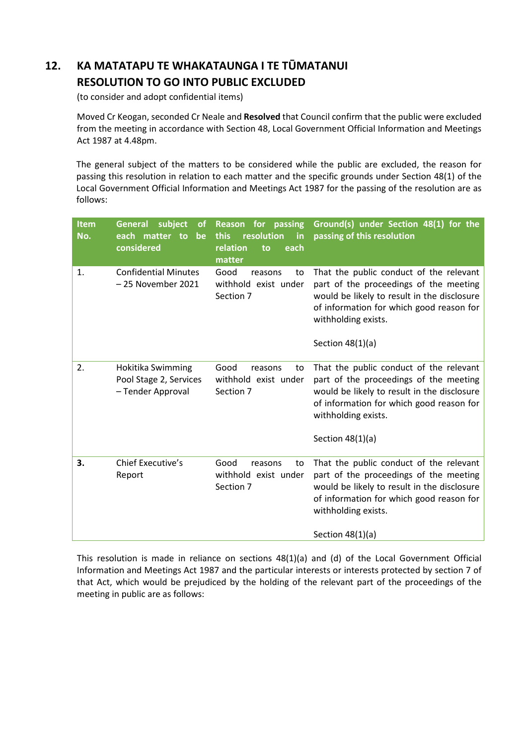## 12. KA MATATAPU TE WHAKATAUNGA I TE TŪMATANUI RESOLUTION TO GO INTO PUBLIC EXCLUDED

(to consider and adopt confidential items)

Moved Cr Keogan, seconded Cr Neale and **Resolved** that Council confirm that the public were excluded from the meeting in accordance with Section 48, Local Government Official Information and Meetings Act 1987 at 4.48pm.

The general subject of the matters to be considered while the public are excluded, the reason for passing this resolution in relation to each matter and the specific grounds under Section 48(1) of the Local Government Official Information and Meetings Act 1987 for the passing of the resolution are as follows:

| Item No. | General subject of each matter to be considered | Reason for passing this resolution in relation to each matter | Ground(s) under Section 48(1) for the passing of this resolution |
|---|---|---|---|
| 1. | Confidential Minutes – 25 November 2021 | Good reasons to withhold exist under Section 7 | That the public conduct of the relevant part of the proceedings of the meeting would be likely to result in the disclosure of information for which good reason for withholding exists.<br><br>Section 48(1)(a) |
| 2. | Hokitika Swimming Pool Stage 2, Services – Tender Approval | Good reasons to withhold exist under Section 7 | That the public conduct of the relevant part of the proceedings of the meeting would be likely to result in the disclosure of information for which good reason for withholding exists.<br><br>Section 48(1)(a) |
| **3.** | Chief Executive's Report | Good reasons to withhold exist under Section 7 | That the public conduct of the relevant part of the proceedings of the meeting would be likely to result in the disclosure of information for which good reason for withholding exists.<br><br>Section 48(1)(a) |

This resolution is made in reliance on sections 48(1)(a) and (d) of the Local Government Official Information and Meetings Act 1987 and the particular interests or interests protected by section 7 of that Act, which would be prejudiced by the holding of the relevant part of the proceedings of the meeting in public are as follows: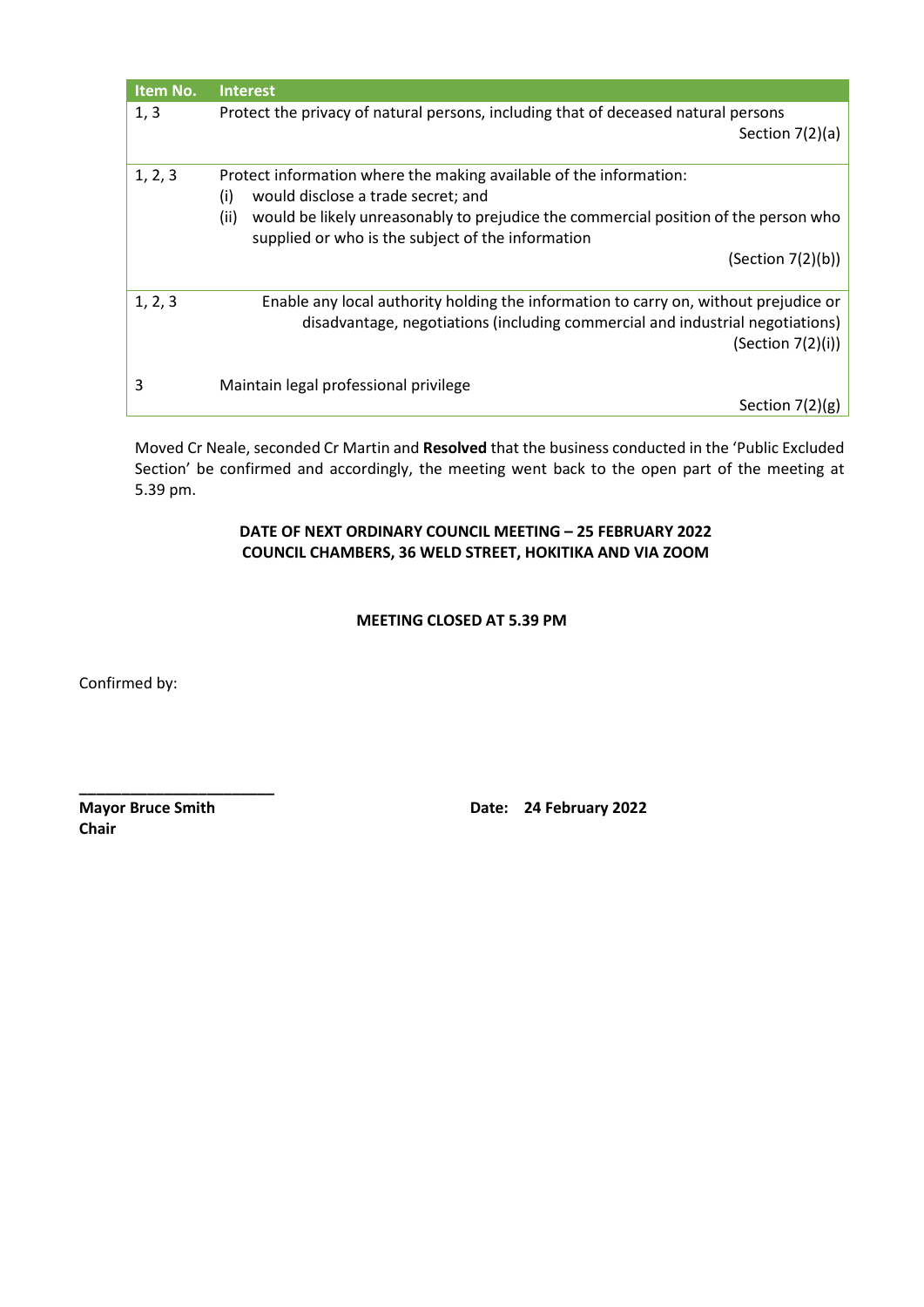| Item No. | Interest |
|---|---|
| 1, 3 | Protect the privacy of natural persons, including that of deceased natural persons<br>Section 7(2)(a) |
| 1, 2, 3 | Protect information where the making available of the information:<br>(i) would disclose a trade secret; and<br>(ii) would be likely unreasonably to prejudice the commercial position of the person who supplied or who is the subject of the information<br>(Section 7(2)(b)) |
| 1, 2, 3 | Enable any local authority holding the information to carry on, without prejudice or disadvantage, negotiations (including commercial and industrial negotiations)<br>(Section 7(2)(i)) |
| 3 | Maintain legal professional privilege<br>Section 7(2)(g) |

Moved Cr Neale, seconded Cr Martin and **Resolved** that the business conducted in the 'Public Excluded Section' be confirmed and accordingly, the meeting went back to the open part of the meeting at 5.39 pm.

**DATE OF NEXT ORDINARY COUNCIL MEETING – 25 FEBRUARY 2022**
**COUNCIL CHAMBERS, 36 WELD STREET, HOKITIKA AND VIA ZOOM**

**MEETING CLOSED AT 5.39 PM**

Confirmed by:

______________________

**Mayor Bruce Smith**
**Chair**

**Date: 24 February 2022**